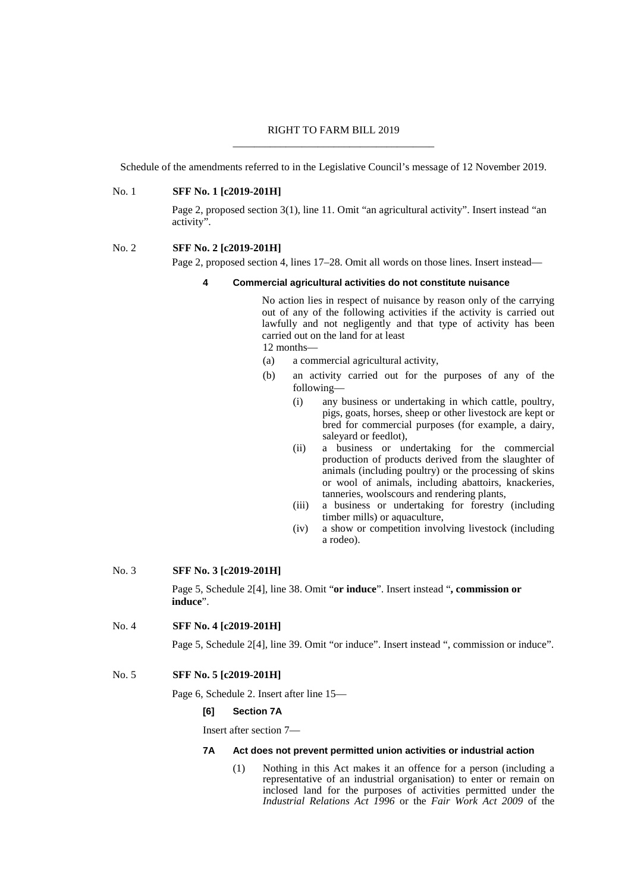RIGHT TO FARM BILL 2019

Schedule of the amendments referred to in the Legislative Council's message of 12 November 2019.

No. 1 **SFF No. 1 [c2019-201H]**

Page 2, proposed section 3(1), line 11. Omit "an agricultural activity". Insert instead "an activity".

No. 2 **SFF No. 2 [c2019-201H]**

Page 2, proposed section 4, lines 17–28. Omit all words on those lines. Insert instead—

**4 Commercial agricultural activities do not constitute nuisance**

No action lies in respect of nuisance by reason only of the carrying out of any of the following activities if the activity is carried out lawfully and not negligently and that type of activity has been carried out on the land for at least 12 months—

(a) a commercial agricultural activity,

(b) an activity carried out for the purposes of any of the following—

(i) any business or undertaking in which cattle, poultry, pigs, goats, horses, sheep or other livestock are kept or bred for commercial purposes (for example, a dairy, saleyard or feedlot),

(ii) a business or undertaking for the commercial production of products derived from the slaughter of animals (including poultry) or the processing of skins or wool of animals, including abattoirs, knackeries, tanneries, woolscours and rendering plants,

(iii) a business or undertaking for forestry (including timber mills) or aquaculture,

(iv) a show or competition involving livestock (including a rodeo).

No. 3 **SFF No. 3 [c2019-201H]**

Page 5, Schedule 2[4], line 38. Omit "**or induce**". Insert instead "**, commission or induce**".

No. 4 **SFF No. 4 [c2019-201H]**

Page 5, Schedule 2[4], line 39. Omit "or induce". Insert instead ", commission or induce".

No. 5 **SFF No. 5 [c2019-201H]**

Page 6, Schedule 2. Insert after line 15—

**[6] Section 7A**

Insert after section 7—

**7A Act does not prevent permitted union activities or industrial action**

(1) Nothing in this Act makes it an offence for a person (including a representative of an industrial organisation) to enter or remain on inclosed land for the purposes of activities permitted under the *Industrial Relations Act 1996* or the *Fair Work Act 2009* of the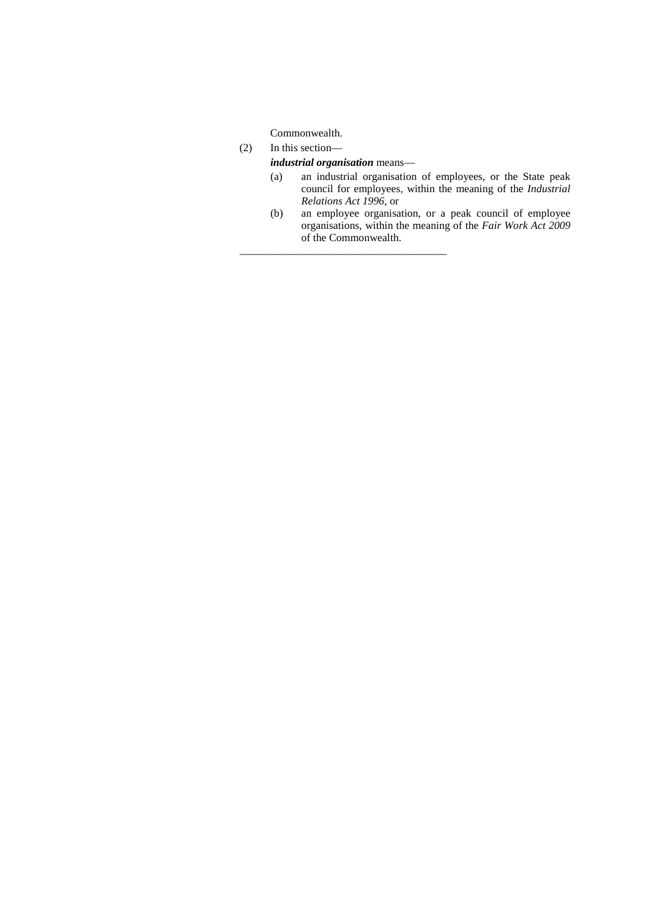Commonwealth.

(2) In this section—

***industrial organisation*** means—

(a) an industrial organisation of employees, or the State peak council for employees, within the meaning of the *Industrial Relations Act 1996*, or

(b) an employee organisation, or a peak council of employee organisations, within the meaning of the *Fair Work Act 2009* of the Commonwealth.

---